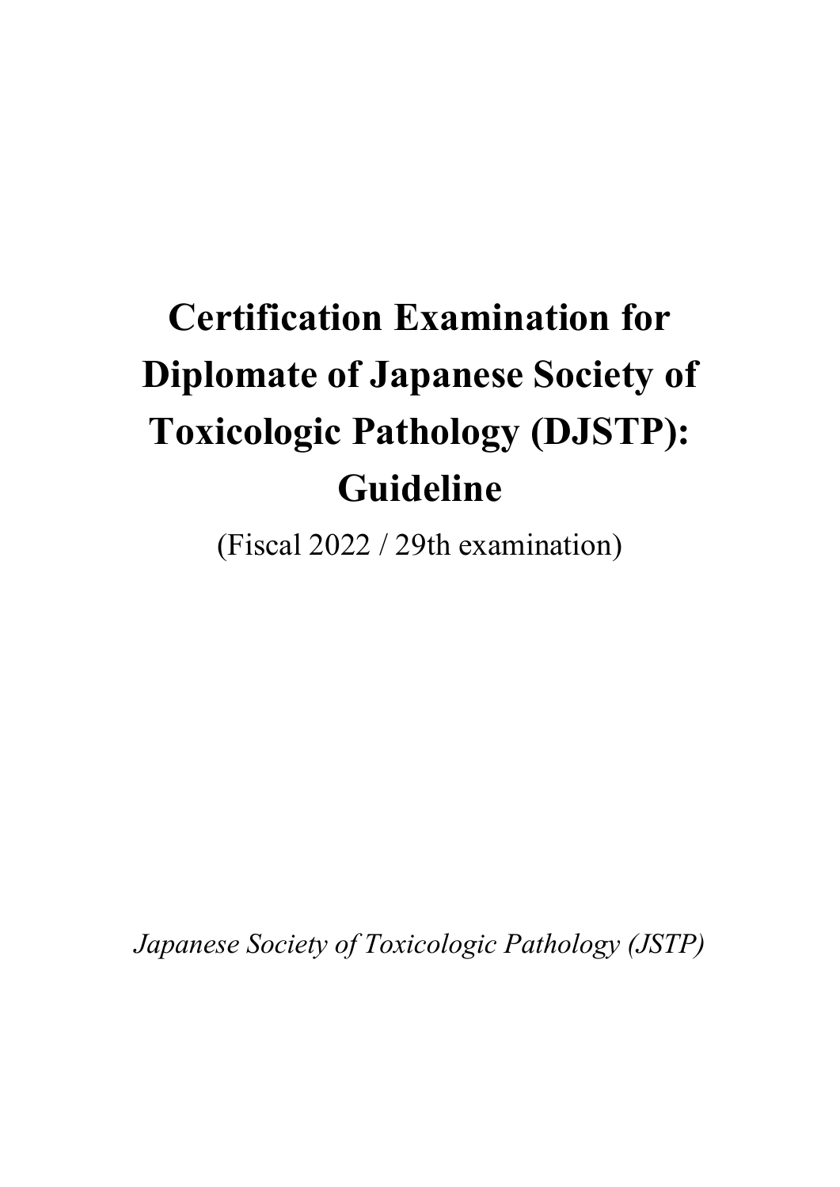# Certification Examination for Diplomate of Japanese Society of Toxicologic Pathology (DJSTP): Guideline

(Fiscal 2022 / 29th examination)

*Japanese Society of Toxicologic Pathology (JSTP)*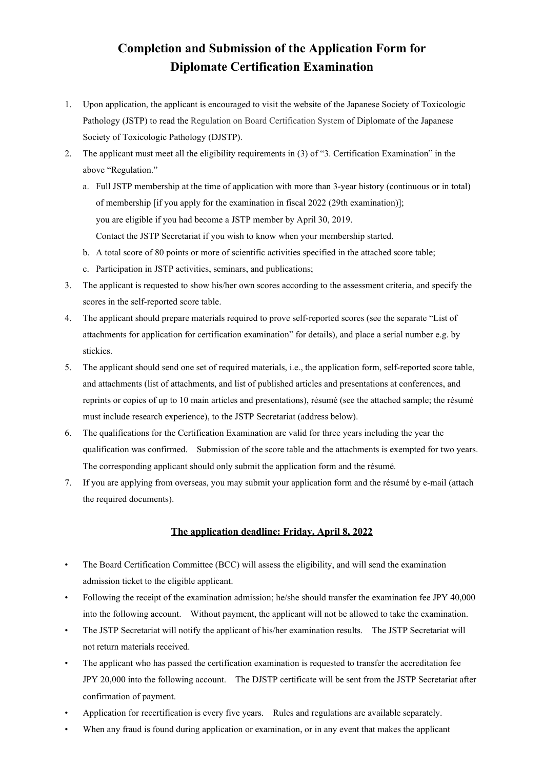# Completion and Submission of the Application Form for Diplomate Certification Examination

1. Upon application, the applicant is encouraged to visit the website of the Japanese Society of Toxicologic Pathology (JSTP) to read the Regulation on Board Certification System of Diplomate of the Japanese Society of Toxicologic Pathology (DJSTP).
2. The applicant must meet all the eligibility requirements in (3) of "3. Certification Examination" in the above "Regulation."
   a. Full JSTP membership at the time of application with more than 3-year history (continuous or in total) of membership [if you apply for the examination in fiscal 2022 (29th examination)];
   you are eligible if you had become a JSTP member by April 30, 2019.
   Contact the JSTP Secretariat if you wish to know when your membership started.
   b. A total score of 80 points or more of scientific activities specified in the attached score table;
   c. Participation in JSTP activities, seminars, and publications;
3. The applicant is requested to show his/her own scores according to the assessment criteria, and specify the scores in the self-reported score table.
4. The applicant should prepare materials required to prove self-reported scores (see the separate "List of attachments for application for certification examination" for details), and place a serial number e.g. by stickies.
5. The applicant should send one set of required materials, i.e., the application form, self-reported score table, and attachments (list of attachments, and list of published articles and presentations at conferences, and reprints or copies of up to 10 main articles and presentations), résumé (see the attached sample; the résumé must include research experience), to the JSTP Secretariat (address below).
6. The qualifications for the Certification Examination are valid for three years including the year the qualification was confirmed. Submission of the score table and the attachments is exempted for two years. The corresponding applicant should only submit the application form and the résumé.
7. If you are applying from overseas, you may submit your application form and the résumé by e-mail (attach the required documents).

**The application deadline: Friday, April 8, 2022**

- The Board Certification Committee (BCC) will assess the eligibility, and will send the examination admission ticket to the eligible applicant.
- Following the receipt of the examination admission; he/she should transfer the examination fee JPY 40,000 into the following account. Without payment, the applicant will not be allowed to take the examination.
- The JSTP Secretariat will notify the applicant of his/her examination results. The JSTP Secretariat will not return materials received.
- The applicant who has passed the certification examination is requested to transfer the accreditation fee JPY 20,000 into the following account. The DJSTP certificate will be sent from the JSTP Secretariat after confirmation of payment.
- Application for recertification is every five years. Rules and regulations are available separately.
- When any fraud is found during application or examination, or in any event that makes the applicant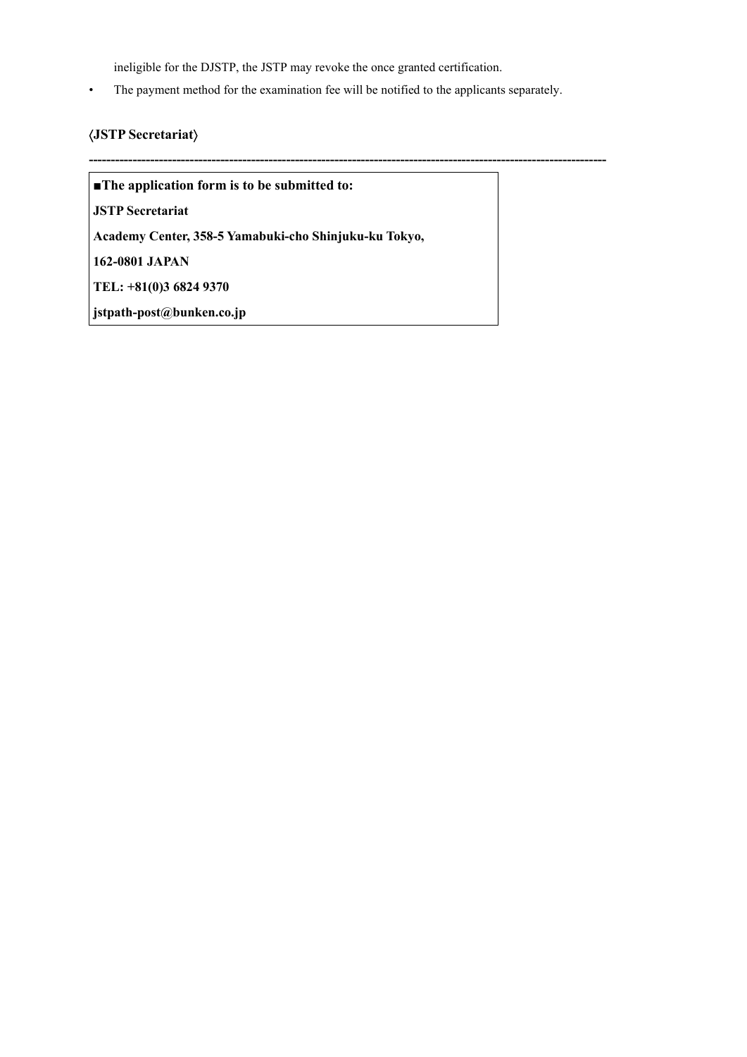ineligible for the DJSTP, the JSTP may revoke the once granted certification.

- The payment method for the examination fee will be notified to the applicants separately.

**〈JSTP Secretariat〉**

---

**■The application form is to be submitted to:**

**JSTP Secretariat**

**Academy Center, 358-5 Yamabuki-cho Shinjuku-ku Tokyo,**

**162-0801 JAPAN**

**TEL: +81(0)3 6824 9370**

**jstpath-post@bunken.co.jp**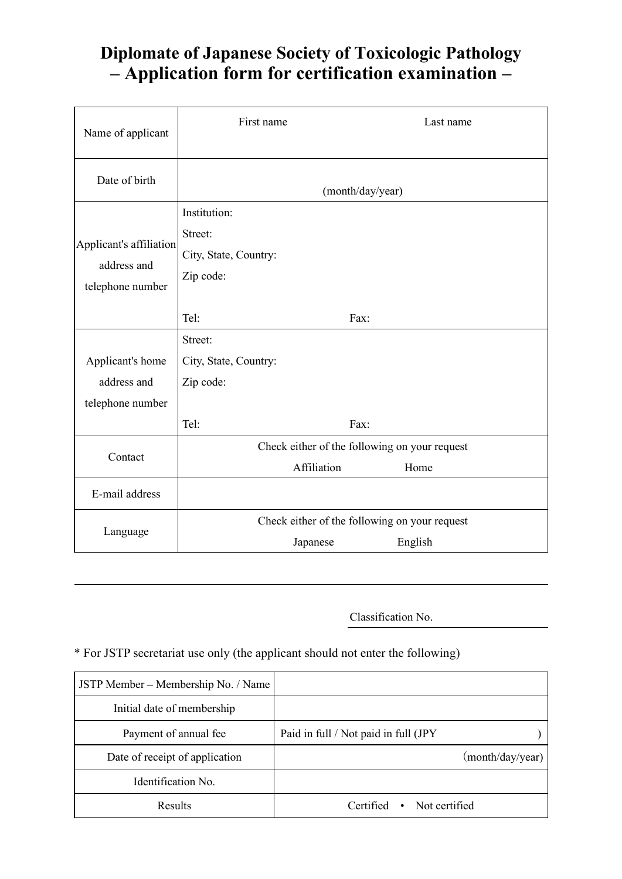# Diplomate of Japanese Society of Toxicologic Pathology
# – Application form for certification examination –

| | |
|---|---|
| Name of applicant | First name Last name |
| Date of birth | (month/day/year) |
| Applicant's affiliation address and telephone number | Institution:<br>Street:<br>City, State, Country:<br>Zip code:<br><br>Tel: Fax: |
| Applicant's home address and telephone number | Street:<br>City, State, Country:<br>Zip code:<br><br>Tel: Fax: |
| Contact | Check either of the following on your request<br>Affiliation Home |
| E-mail address | |
| Language | Check either of the following on your request<br>Japanese English |

---

Classification No. ____________

\* For JSTP secretariat use only (the applicant should not enter the following)

| | |
|---|---|
| JSTP Member – Membership No. / Name | |
| Initial date of membership | |
| Payment of annual fee | Paid in full / Not paid in full (JPY ) |
| Date of receipt of application | (month/day/year) |
| Identification No. | |
| Results | Certified • Not certified |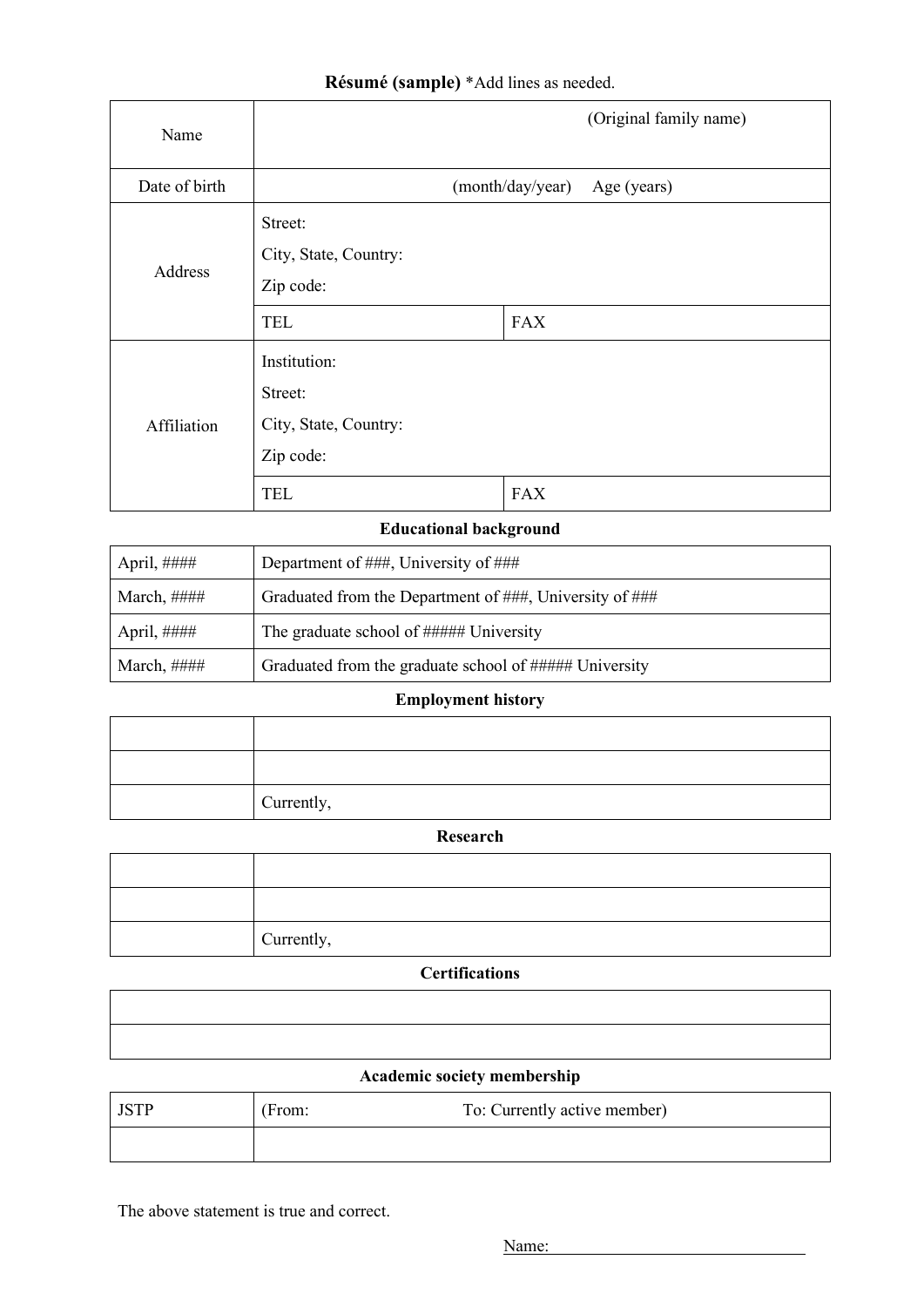**Résumé (sample)** *Add lines as needed.

| Name | (Original family name) | |
|---|---|---|
| Date of birth | (month/day/year) Age (years) | |
| Address | Street:<br>City, State, Country:<br>Zip code: | |
| | TEL | FAX |
| Affiliation | Institution:<br>Street:<br>City, State, Country:<br>Zip code: | |
| | TEL | FAX |

**Educational background**

| | |
|---|---|
| April, #### | Department of ###, University of ### |
| March, #### | Graduated from the Department of ###, University of ### |
| April, #### | The graduate school of ##### University |
| March, #### | Graduated from the graduate school of ##### University |

**Employment history**

| | |
|---|---|
| | |
| | |
| | Currently, |

**Research**

| | |
|---|---|
| | |
| | |
| | Currently, |

**Certifications**

| |
|---|
| |
| |

**Academic society membership**

| | |
|---|---|
| JSTP | (From: To: Currently active member) |
| | |

The above statement is true and correct.

Name: ______________________________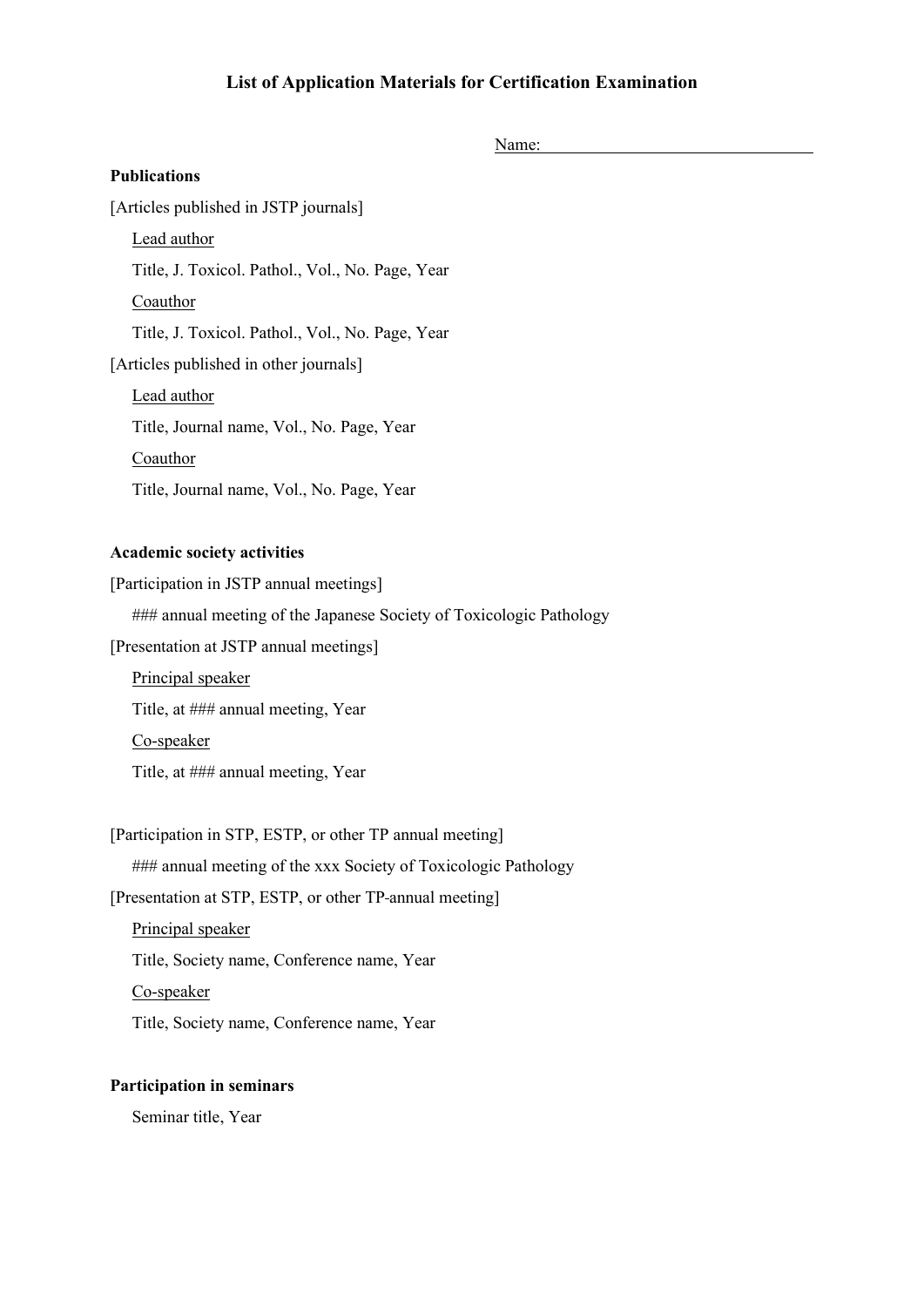# List of Application Materials for Certification Examination

Name: ______________________________

**Publications**

[Articles published in JSTP journals]

Lead author

Title, J. Toxicol. Pathol., Vol., No. Page, Year

Coauthor

Title, J. Toxicol. Pathol., Vol., No. Page, Year

[Articles published in other journals]

Lead author

Title, Journal name, Vol., No. Page, Year

Coauthor

Title, Journal name, Vol., No. Page, Year

**Academic society activities**

[Participation in JSTP annual meetings]

### annual meeting of the Japanese Society of Toxicologic Pathology

[Presentation at JSTP annual meetings]

Principal speaker

Title, at ### annual meeting, Year

Co-speaker

Title, at ### annual meeting, Year

[Participation in STP, ESTP, or other TP annual meeting]

### annual meeting of the xxx Society of Toxicologic Pathology

[Presentation at STP, ESTP, or other TP-annual meeting]

Principal speaker

Title, Society name, Conference name, Year

Co-speaker

Title, Society name, Conference name, Year

**Participation in seminars**

Seminar title, Year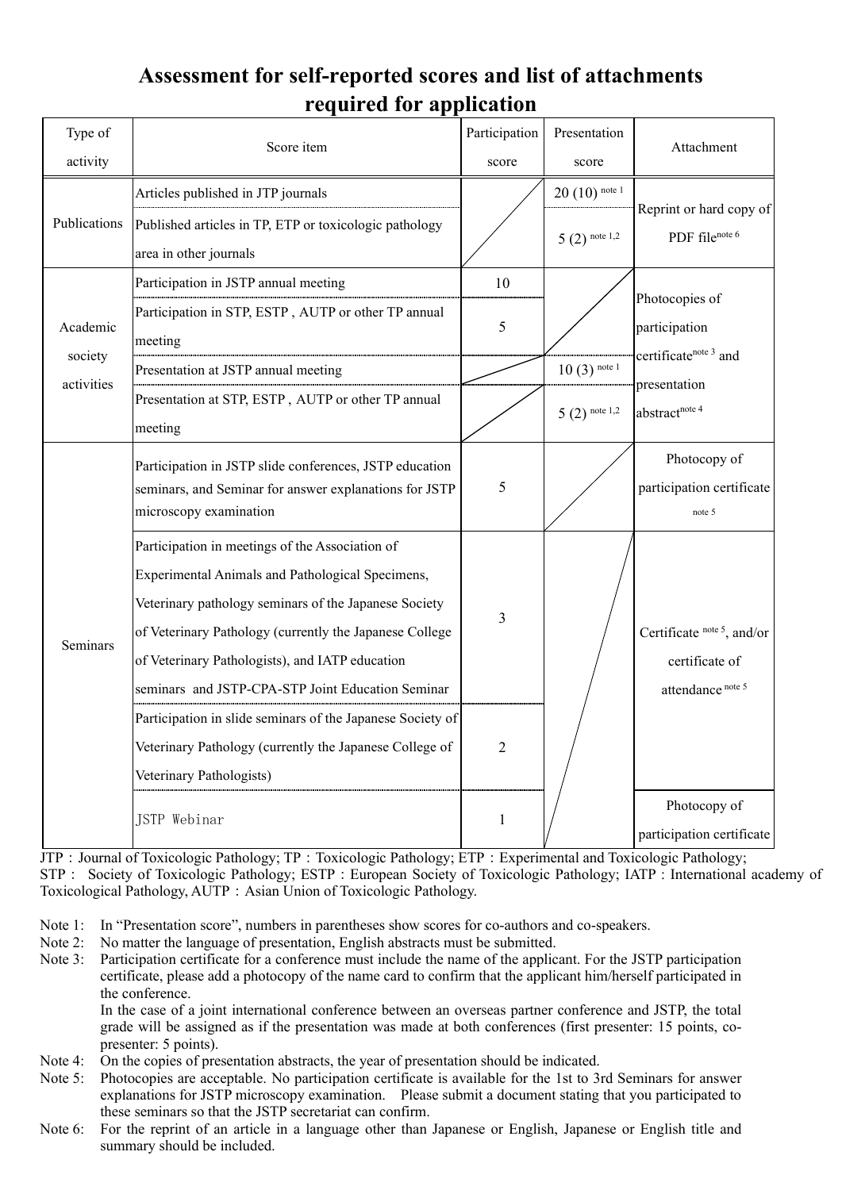# Assessment for self-reported scores and list of attachments required for application

| Type of activity | Score item | Participation score | Presentation score | Attachment |
|---|---|---|---|---|
| Publications | Articles published in JTP journals | | 20 (10) note 1 | Reprint or hard copy of PDF file note 6 |
| | Published articles in TP, ETP or toxicologic pathology area in other journals | | 5 (2) note 1,2 | |
| Academic society activities | Participation in JSTP annual meeting | 10 | | Photocopies of participation certificate note 3 and presentation abstract note 4 |
| | Participation in STP, ESTP , AUTP or other TP annual meeting | 5 | | |
| | Presentation at JSTP annual meeting | | 10 (3) note 1 | |
| | Presentation at STP, ESTP , AUTP or other TP annual meeting | | 5 (2) note 1,2 | |
| Seminars | Participation in JSTP slide conferences, JSTP education seminars, and Seminar for answer explanations for JSTP microscopy examination | 5 | | Photocopy of participation certificate note 5 |
| | Participation in meetings of the Association of Experimental Animals and Pathological Specimens, Veterinary pathology seminars of the Japanese Society of Veterinary Pathology (currently the Japanese College of Veterinary Pathologists), and IATP education seminars and JSTP-CPA-STP Joint Education Seminar | 3 | | Certificate note 5, and/or certificate of attendance note 5 |
| | Participation in slide seminars of the Japanese Society of Veterinary Pathology (currently the Japanese College of Veterinary Pathologists) | 2 | | |
| | JSTP Webinar | 1 | | Photocopy of participation certificate |

JTP：Journal of Toxicologic Pathology; TP：Toxicologic Pathology; ETP：Experimental and Toxicologic Pathology; STP： Society of Toxicologic Pathology; ESTP：European Society of Toxicologic Pathology; IATP：International academy of Toxicological Pathology, AUTP：Asian Union of Toxicologic Pathology.

Note 1: In "Presentation score", numbers in parentheses show scores for co-authors and co-speakers.

Note 2: No matter the language of presentation, English abstracts must be submitted.

Note 3: Participation certificate for a conference must include the name of the applicant. For the JSTP participation certificate, please add a photocopy of the name card to confirm that the applicant him/herself participated in the conference.
In the case of a joint international conference between an overseas partner conference and JSTP, the total grade will be assigned as if the presentation was made at both conferences (first presenter: 15 points, co-presenter: 5 points).

Note 4: On the copies of presentation abstracts, the year of presentation should be indicated.

Note 5: Photocopies are acceptable. No participation certificate is available for the 1st to 3rd Seminars for answer explanations for JSTP microscopy examination. Please submit a document stating that you participated to these seminars so that the JSTP secretariat can confirm.

Note 6: For the reprint of an article in a language other than Japanese or English, Japanese or English title and summary should be included.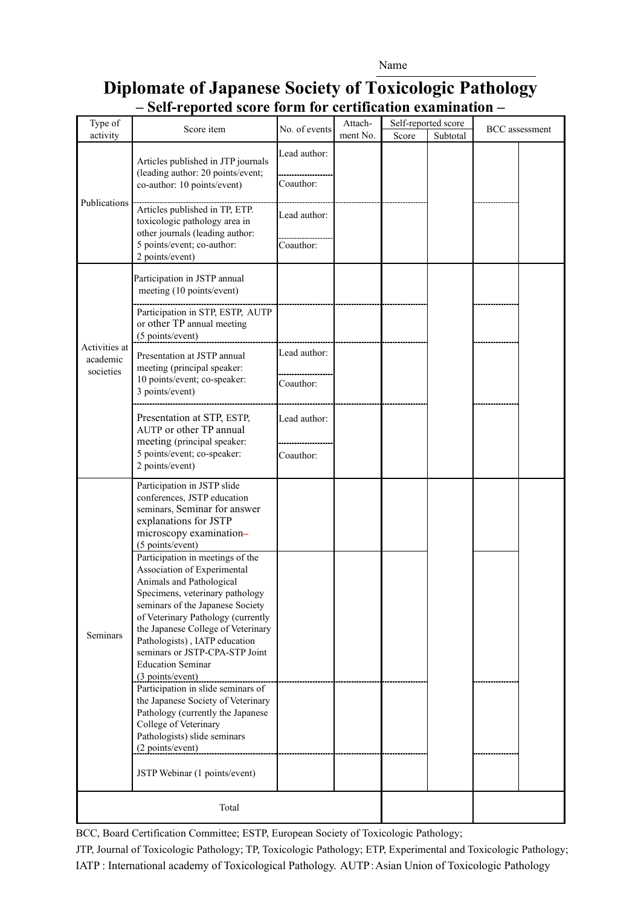Name ____________________

# Diplomate of Japanese Society of Toxicologic Pathology

## – Self-reported score form for certification examination –

| Type of activity | Score item | No. of events | Attach-ment No. | Self-reported score: Score | Self-reported score: Subtotal | BCC assessment | |
|---|---|---|---|---|---|---|---|
| Publications | Articles published in JTP journals (leading author: 20 points/event; co-author: 10 points/event) | Lead author: | | | | | |
| | | Coauthor: | | | | | |
| | Articles published in TP, ETP. toxicologic pathology area in other journals (leading author: 5 points/event; co-author: 2 points/event) | Lead author: | | | | | |
| | | Coauthor: | | | | | |
| Activities at academic societies | Participation in JSTP annual meeting (10 points/event) | | | | | | |
| | Participation in STP, ESTP, AUTP or other TP annual meeting (5 points/event) | | | | | | |
| | Presentation at JSTP annual meeting (principal speaker: 10 points/event; co-speaker: 3 points/event) | Lead author: | | | | | |
| | | Coauthor: | | | | | |
| | Presentation at STP, ESTP, AUTP or other TP annual meeting (principal speaker: 5 points/event; co-speaker: 2 points/event) | Lead author: | | | | | |
| | | Coauthor: | | | | | |
| Seminars | Participation in JSTP slide conferences, JSTP education seminars, Seminar for answer explanations for JSTP microscopy examination (5 points/event) | | | | | | |
| | Participation in meetings of the Association of Experimental Animals and Pathological Specimens, veterinary pathology seminars of the Japanese Society of Veterinary Pathology (currently the Japanese College of Veterinary Pathologists) , IATP education seminars or JSTP-CPA-STP Joint Education Seminar (3 points/event) | | | | | | |
| | Participation in slide seminars of the Japanese Society of Veterinary Pathology (currently the Japanese College of Veterinary Pathologists) slide seminars (2 points/event) | | | | | | |
| | JSTP Webinar (1 points/event) | | | | | | |
| Total | | | | | | | |

BCC, Board Certification Committee; ESTP, European Society of Toxicologic Pathology;

JTP, Journal of Toxicologic Pathology; TP, Toxicologic Pathology; ETP, Experimental and Toxicologic Pathology;

IATP : International academy of Toxicological Pathology. AUTP : Asian Union of Toxicologic Pathology